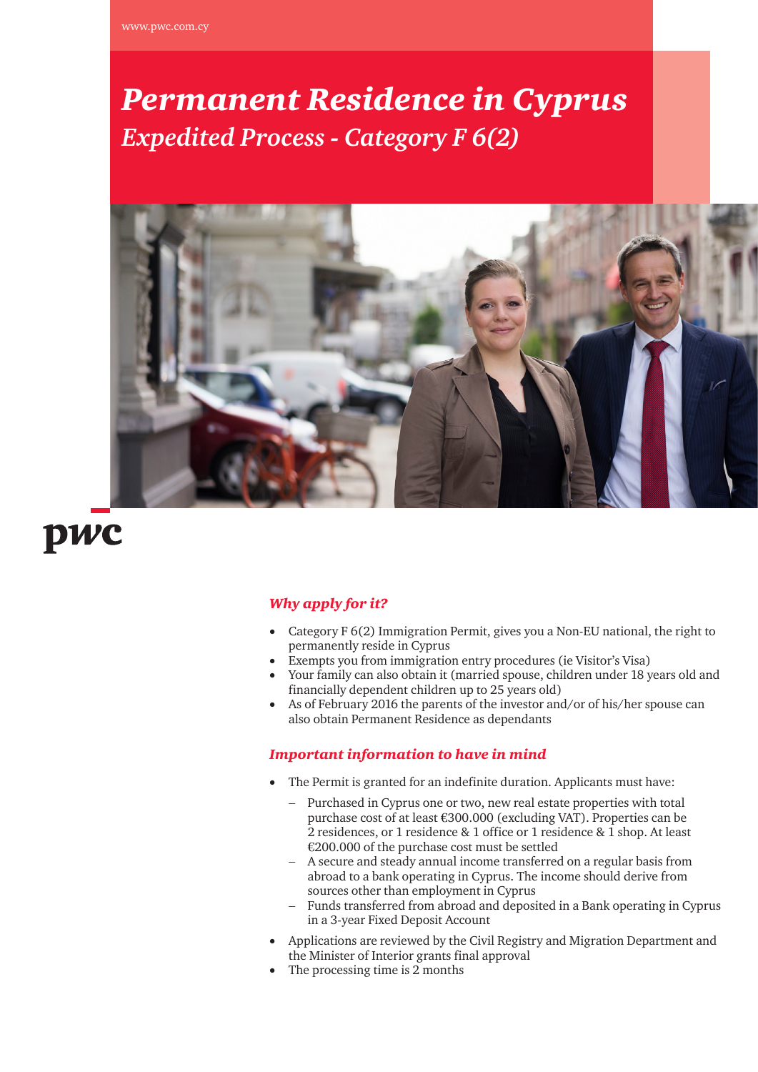# *Permanent Residence in Cyprus*

## *Expedited Process - Category F 6(2)*

### *Why apply for it?*

- Category F 6(2) Immigration Permit, gives you a Non-EU national, the right to permanently reside in Cyprus
- Exempts you from immigration entry procedures (ie Visitor's Visa)
- Your family can also obtain it (married spouse, children under 18 years old and financially dependent children up to 25 years old)
- As of February 2016 the parents of the investor and/or of his/her spouse can also obtain Permanent Residence as dependants

### *Important information to have in mind*

- The Permit is granted for an indefinite duration. Applicants must have:
  - Purchased in Cyprus one or two, new real estate properties with total purchase cost of at least €300.000 (excluding VAT). Properties can be 2 residences, or 1 residence & 1 office or 1 residence & 1 shop. At least €200.000 of the purchase cost must be settled
  - A secure and steady annual income transferred on a regular basis from abroad to a bank operating in Cyprus. The income should derive from sources other than employment in Cyprus
  - Funds transferred from abroad and deposited in a Bank operating in Cyprus in a 3-year Fixed Deposit Account
- Applications are reviewed by the Civil Registry and Migration Department and the Minister of Interior grants final approval
- The processing time is 2 months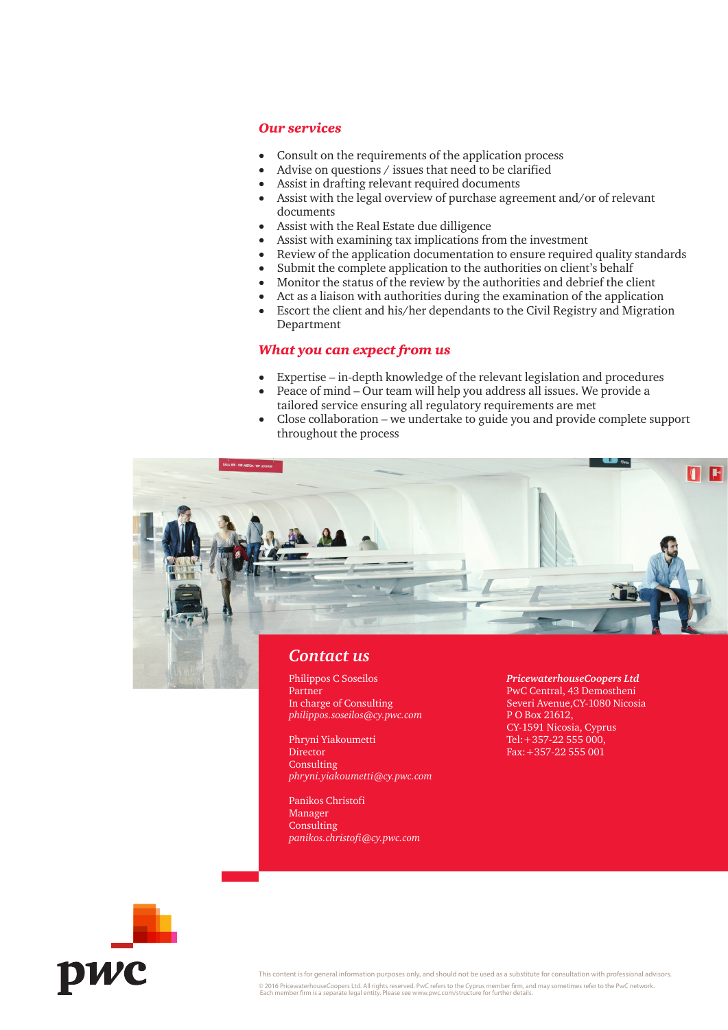## *Our services*

- Consult on the requirements of the application process
- Advise on questions / issues that need to be clarified
- Assist in drafting relevant required documents
- Assist with the legal overview of purchase agreement and/or of relevant documents
- Assist with the Real Estate due dilligence
- Assist with examining tax implications from the investment
- Review of the application documentation to ensure required quality standards
- Submit the complete application to the authorities on client's behalf
- Monitor the status of the review by the authorities and debrief the client
- Act as a liaison with authorities during the examination of the application
- Escort the client and his/her dependants to the Civil Registry and Migration Department

## *What you can expect from us*

- Expertise – in-depth knowledge of the relevant legislation and procedures
- Peace of mind – Our team will help you address all issues. We provide a tailored service ensuring all regulatory requirements are met
- Close collaboration – we undertake to guide you and provide complete support throughout the process

## *Contact us*

Philippos C Soseilos
Partner
In charge of Consulting
*philippos.soseilos@cy.pwc.com*

Phryni Yiakoumetti
Director
Consulting
*phryni.yiakoumetti@cy.pwc.com*

Panikos Christofi
Manager
Consulting
*panikos.christofi@cy.pwc.com*

***PricewaterhouseCoopers Ltd***
PwC Central, 43 Demostheni
Severi Avenue,CY-1080 Nicosia
P O Box 21612,
CY-1591 Nicosia, Cyprus
Tel:+357-22 555 000,
Fax:+357-22 555 001

This content is for general information purposes only, and should not be used as a substitute for consultation with professional advisors.

© 2016 PricewaterhouseCoopers Ltd. All rights reserved. PwC refers to the Cyprus member firm, and may sometimes refer to the PwC network. Each member firm is a separate legal entity. Please see www.pwc.com/structure for further details.